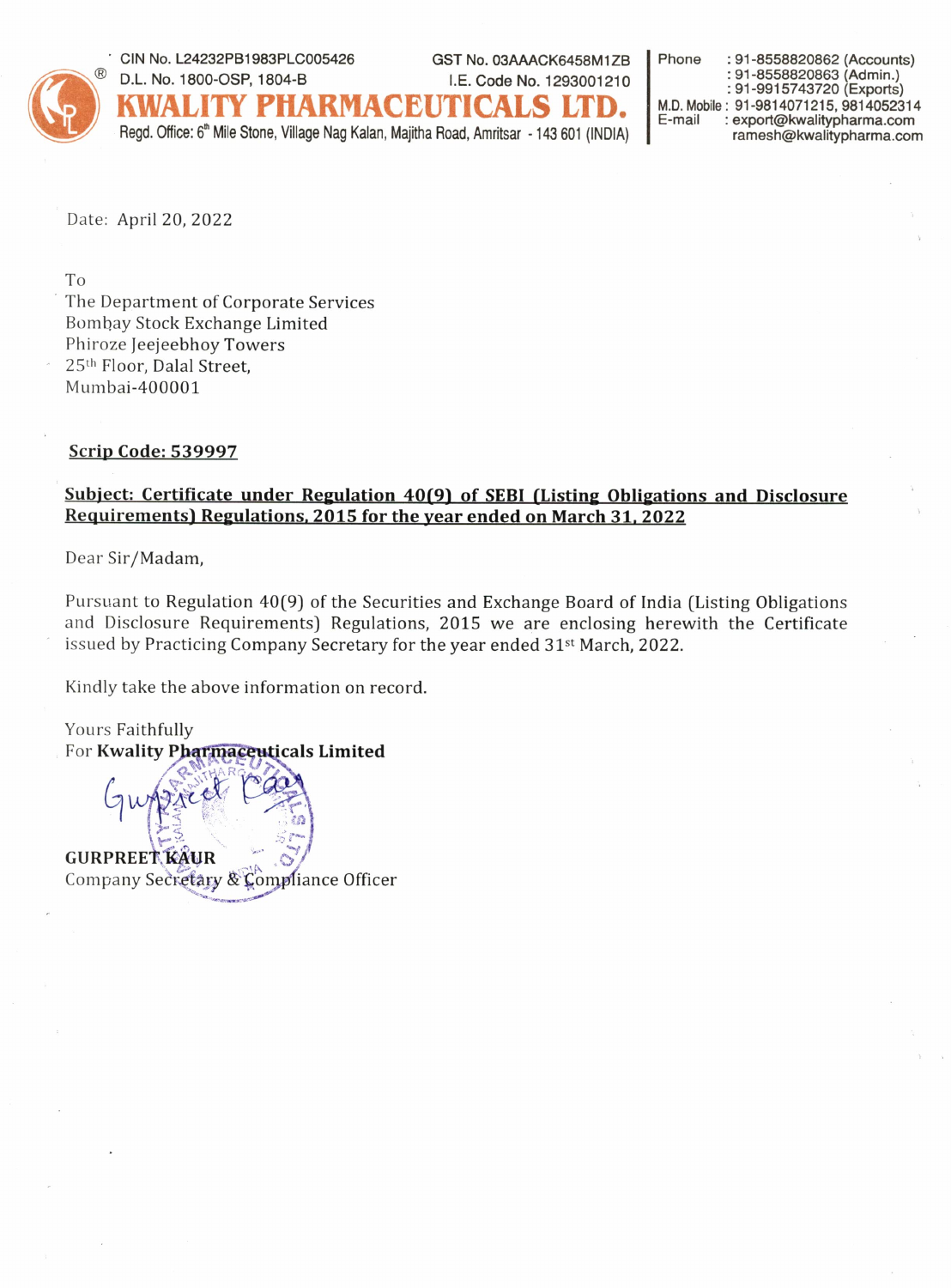CIN No. L24232PB1983PLC005426
D.L. No. 1800-OSP, 1804-B

GST No. 03AAACK6458M1ZB
I.E. Code No. 1293001210

# KWALITY PHARMACEUTICALS LTD.

Regd. Office: 6th Mile Stone, Village Nag Kalan, Majitha Road, Amritsar - 143 601 (INDIA)

Phone : 91-8558820862 (Accounts)
: 91-8558820863 (Admin.)
: 91-9915743720 (Exports)
M.D. Mobile : 91-9814071215, 9814052314
E-mail : export@kwalitypharma.com
ramesh@kwalitypharma.com

Date: April 20, 2022

To
The Department of Corporate Services
Bombay Stock Exchange Limited
Phiroze Jeejeebhoy Towers
25th Floor, Dalal Street,
Mumbai-400001

**Scrip Code: 539997**

**Subject: Certificate under Regulation 40(9) of SEBI (Listing Obligations and Disclosure Requirements) Regulations, 2015 for the year ended on March 31, 2022**

Dear Sir/Madam,

Pursuant to Regulation 40(9) of the Securities and Exchange Board of India (Listing Obligations and Disclosure Requirements) Regulations, 2015 we are enclosing herewith the Certificate issued by Practicing Company Secretary for the year ended 31st March, 2022.

Kindly take the above information on record.

Yours Faithfully
For **Kwality Pharmaceuticals Limited**

**GURPREET KAUR**
Company Secretary & Compliance Officer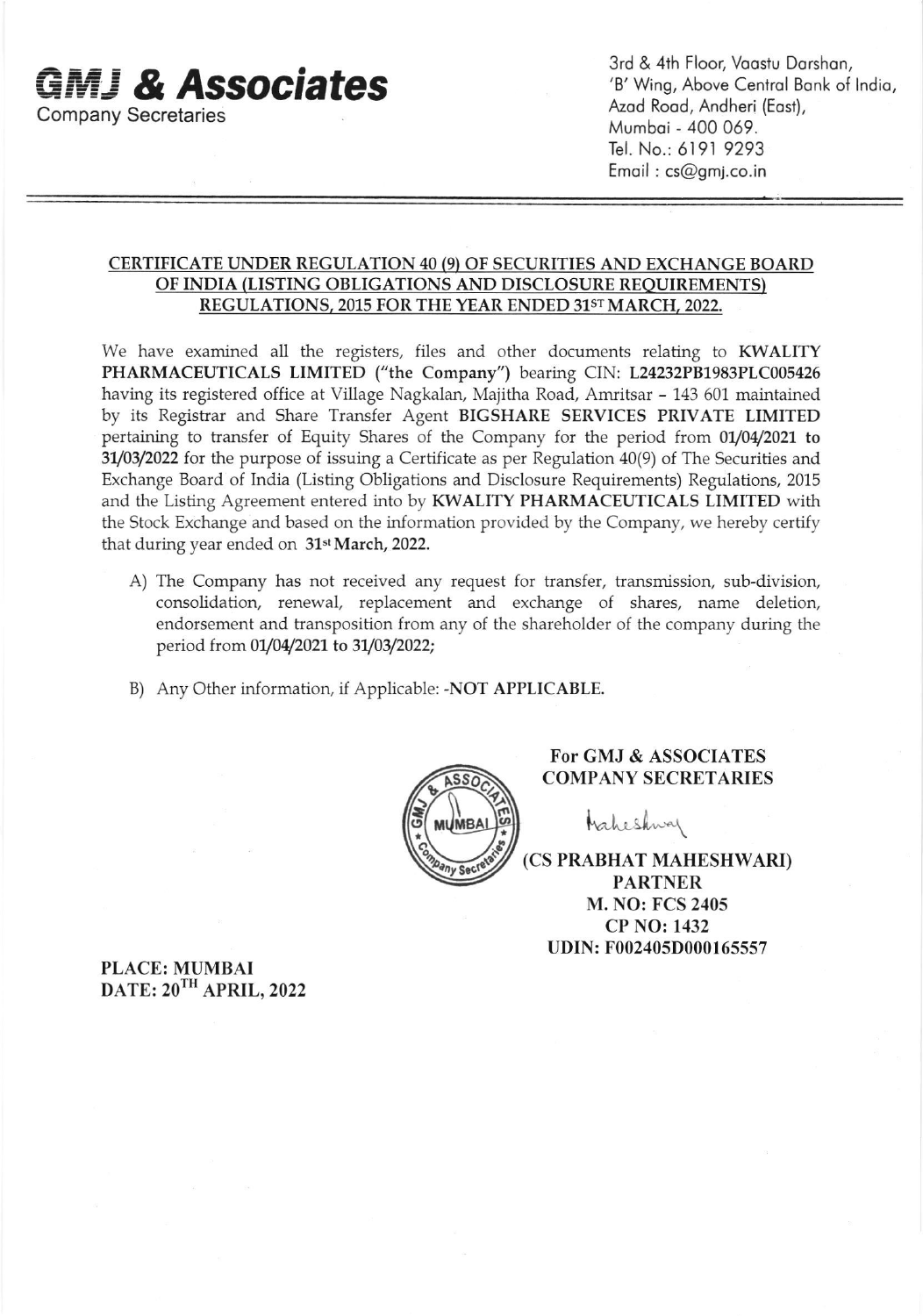# GMJ & Associates
Company Secretaries

3rd & 4th Floor, Vaastu Darshan,
'B' Wing, Above Central Bank of India,
Azad Road, Andheri (East),
Mumbai - 400 069.
Tel. No.: 6191 9293
Email : cs@gmj.co.in

## CERTIFICATE UNDER REGULATION 40 (9) OF SECURITIES AND EXCHANGE BOARD OF INDIA (LISTING OBLIGATIONS AND DISCLOSURE REQUIREMENTS) REGULATIONS, 2015 FOR THE YEAR ENDED 31ST MARCH, 2022.

We have examined all the registers, files and other documents relating to **KWALITY PHARMACEUTICALS LIMITED** ("**the Company**") bearing CIN: **L24232PB1983PLC005426** having its registered office at Village Nagkalan, Majitha Road, Amritsar - 143 601 maintained by its Registrar and Share Transfer Agent **BIGSHARE SERVICES PRIVATE LIMITED** pertaining to transfer of Equity Shares of the Company for the period from **01/04/2021 to 31/03/2022** for the purpose of issuing a Certificate as per Regulation 40(9) of The Securities and Exchange Board of India (Listing Obligations and Disclosure Requirements) Regulations, 2015 and the Listing Agreement entered into by **KWALITY PHARMACEUTICALS LIMITED** with the Stock Exchange and based on the information provided by the Company, we hereby certify that during year ended on **31st March, 2022.**

A) The Company has not received any request for transfer, transmission, sub-division, consolidation, renewal, replacement and exchange of shares, name deletion, endorsement and transposition from any of the shareholder of the company during the period from **01/04/2021 to 31/03/2022;**

B) Any Other information, if Applicable: -**NOT APPLICABLE.**

**For GMJ & ASSOCIATES**
**COMPANY SECRETARIES**

**(CS PRABHAT MAHESHWARI)**
**PARTNER**
**M. NO: FCS 2405**
**CP NO: 1432**
**UDIN: F002405D000165557**

**PLACE: MUMBAI**
**DATE: 20TH APRIL, 2022**